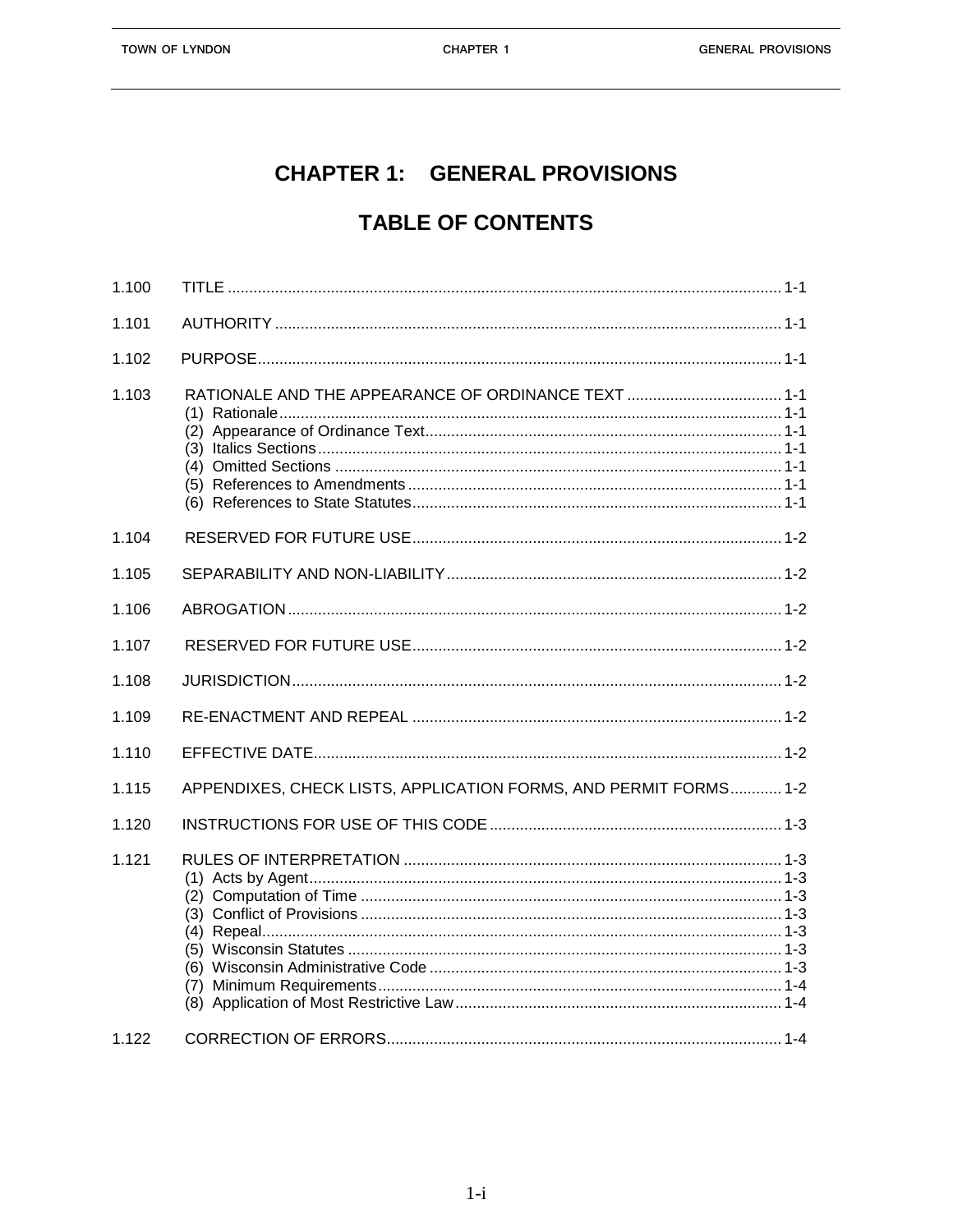# CHAPTER 1: GENERAL PROVISIONS

## TABLE OF CONTENTS

| | | |
|---|---|---|
| 1.100 | TITLE | 1-1 |
| 1.101 | AUTHORITY | 1-1 |
| 1.102 | PURPOSE | 1-1 |
| 1.103 | RATIONALE AND THE APPEARANCE OF ORDINANCE TEXT | 1-1 |
| | (1) Rationale | 1-1 |
| | (2) Appearance of Ordinance Text | 1-1 |
| | (3) Italics Sections | 1-1 |
| | (4) Omitted Sections | 1-1 |
| | (5) References to Amendments | 1-1 |
| | (6) References to State Statutes | 1-1 |
| 1.104 | RESERVED FOR FUTURE USE | 1-2 |
| 1.105 | SEPARABILITY AND NON-LIABILITY | 1-2 |
| 1.106 | ABROGATION | 1-2 |
| 1.107 | RESERVED FOR FUTURE USE | 1-2 |
| 1.108 | JURISDICTION | 1-2 |
| 1.109 | RE-ENACTMENT AND REPEAL | 1-2 |
| 1.110 | EFFECTIVE DATE | 1-2 |
| 1.115 | APPENDIXES, CHECK LISTS, APPLICATION FORMS, AND PERMIT FORMS | 1-2 |
| 1.120 | INSTRUCTIONS FOR USE OF THIS CODE | 1-3 |
| 1.121 | RULES OF INTERPRETATION | 1-3 |
| | (1) Acts by Agent | 1-3 |
| | (2) Computation of Time | 1-3 |
| | (3) Conflict of Provisions | 1-3 |
| | (4) Repeal | 1-3 |
| | (5) Wisconsin Statutes | 1-3 |
| | (6) Wisconsin Administrative Code | 1-3 |
| | (7) Minimum Requirements | 1-4 |
| | (8) Application of Most Restrictive Law | 1-4 |
| 1.122 | CORRECTION OF ERRORS | 1-4 |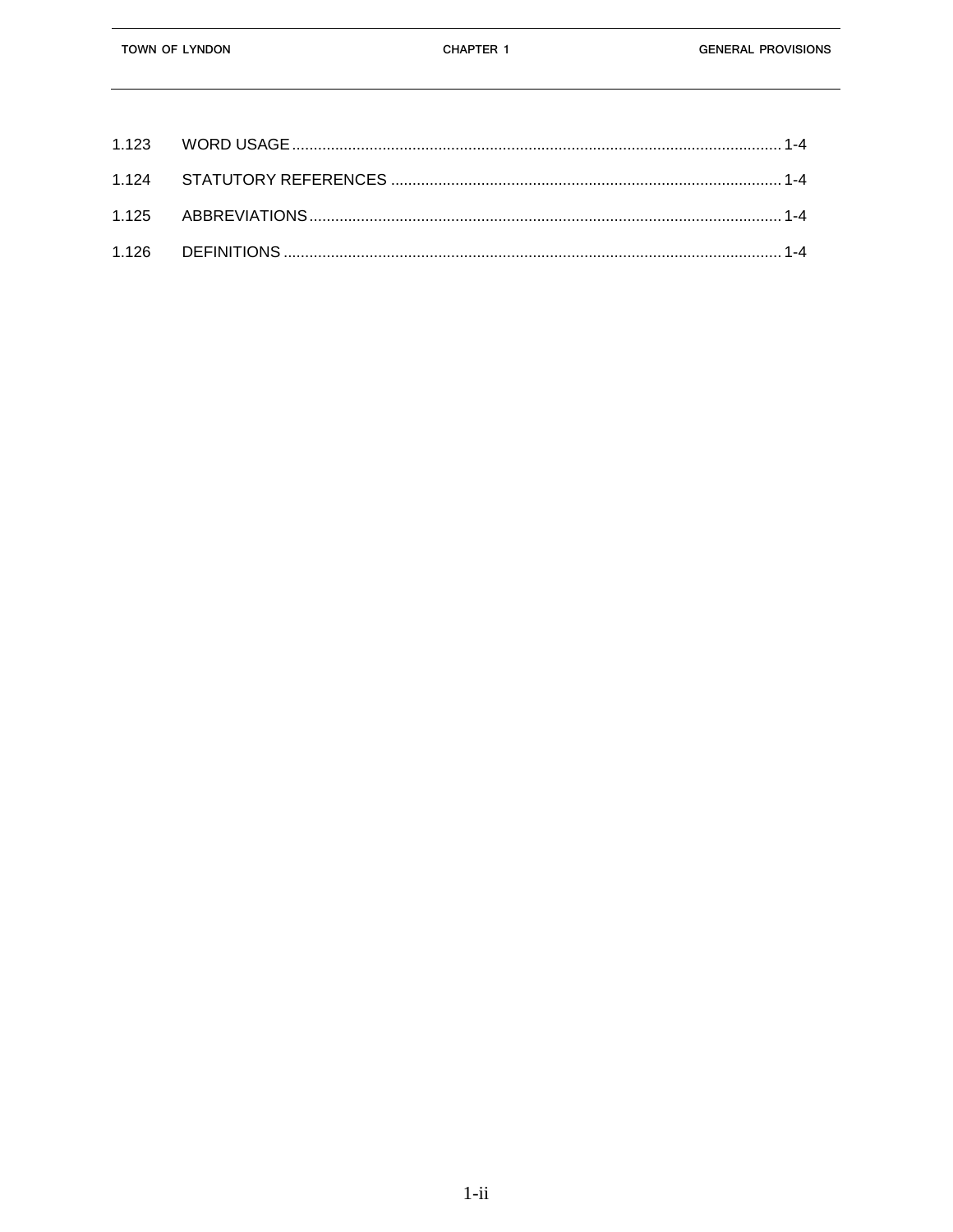1.123 WORD USAGE ........................................................................................................ 1-4

1.124 STATUTORY REFERENCES ......................................................................................... 1-4

1.125 ABBREVIATIONS ........................................................................................................ 1-4

1.126 DEFINITIONS .............................................................................................................. 1-4